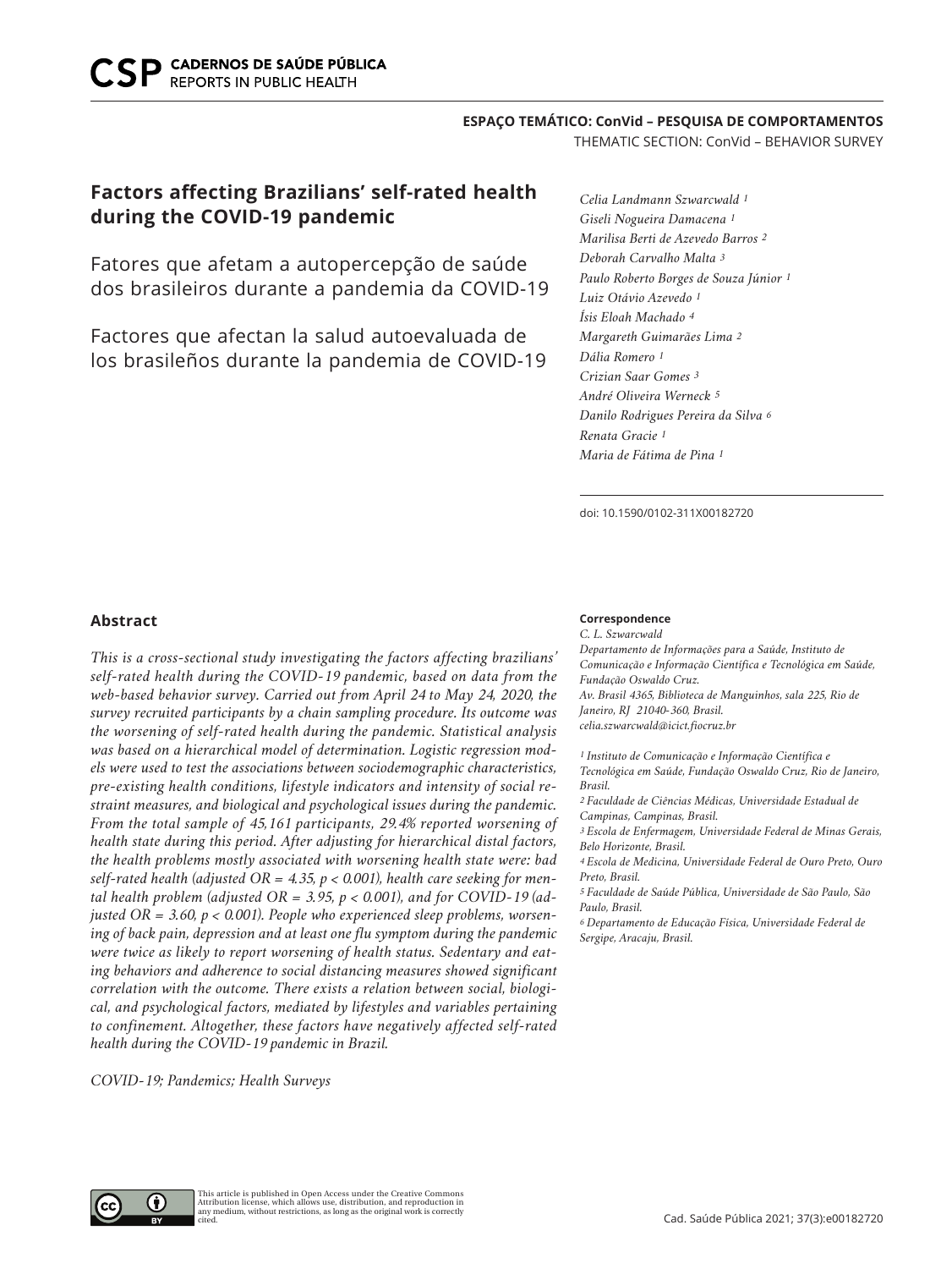ESPAÇO TEMÁTICO: ConVid – PESQUISA DE COMPORTAMENTOS
THEMATIC SECTION: ConVid – BEHAVIOR SURVEY

# Factors affecting Brazilians' self-rated health during the COVID-19 pandemic

Fatores que afetam a autopercepção de saúde dos brasileiros durante a pandemia da COVID-19

Factores que afectan la salud autoevaluada de los brasileños durante la pandemia de COVID-19

*Celia Landmann Szwarcwald [1]*
*Giseli Nogueira Damacena [1]*
*Marilisa Berti de Azevedo Barros [2]*
*Deborah Carvalho Malta [3]*
*Paulo Roberto Borges de Souza Júnior [1]*
*Luiz Otávio Azevedo [1]*
*Ísis Eloah Machado [4]*
*Margareth Guimarães Lima [2]*
*Dália Romero [1]*
*Crizian Saar Gomes [3]*
*André Oliveira Werneck [5]*
*Danilo Rodrigues Pereira da Silva [6]*
*Renata Gracie [1]*
*Maria de Fátima de Pina [1]*

doi: 10.1590/0102-311X00182720

## Abstract

*This is a cross-sectional study investigating the factors affecting brazilians' self-rated health during the COVID-19 pandemic, based on data from the web-based behavior survey. Carried out from April 24 to May 24, 2020, the survey recruited participants by a chain sampling procedure. Its outcome was the worsening of self-rated health during the pandemic. Statistical analysis was based on a hierarchical model of determination. Logistic regression models were used to test the associations between sociodemographic characteristics, pre-existing health conditions, lifestyle indicators and intensity of social restraint measures, and biological and psychological issues during the pandemic. From the total sample of 45,161 participants, 29.4% reported worsening of health state during this period. After adjusting for hierarchical distal factors, the health problems mostly associated with worsening health state were: bad self-rated health (adjusted OR = 4.35, $p < 0.001$), health care seeking for mental health problem (adjusted OR = 3.95, $p < 0.001$), and for COVID-19 (adjusted OR = 3.60, $p < 0.001$). People who experienced sleep problems, worsening of back pain, depression and at least one flu symptom during the pandemic were twice as likely to report worsening of health status. Sedentary and eating behaviors and adherence to social distancing measures showed significant correlation with the outcome. There exists a relation between social, biological, and psychological factors, mediated by lifestyles and variables pertaining to confinement. Altogether, these factors have negatively affected self-rated health during the COVID-19 pandemic in Brazil.*

*COVID-19; Pandemics; Health Surveys*

**Correspondence**
*C. L. Szwarcwald*
*Departamento de Informações para a Saúde, Instituto de Comunicação e Informação Científica e Tecnológica em Saúde, Fundação Oswaldo Cruz.*
*Av. Brasil 4365, Biblioteca de Manguinhos, sala 225, Rio de Janeiro, RJ 21040-360, Brasil.*
*celia.szwarcwald@icict.fiocruz.br*

*[1] Instituto de Comunicação e Informação Científica e Tecnológica em Saúde, Fundação Oswaldo Cruz, Rio de Janeiro, Brasil.*
*[2] Faculdade de Ciências Médicas, Universidade Estadual de Campinas, Campinas, Brasil.*
*[3] Escola de Enfermagem, Universidade Federal de Minas Gerais, Belo Horizonte, Brasil.*
*[4] Escola de Medicina, Universidade Federal de Ouro Preto, Ouro Preto, Brasil.*
*[5] Faculdade de Saúde Pública, Universidade de São Paulo, São Paulo, Brasil.*
*[6] Departamento de Educação Física, Universidade Federal de Sergipe, Aracaju, Brasil.*

This article is published in Open Access under the Creative Commons Attribution license, which allows use, distribution, and reproduction in any medium, without restrictions, as long as the original work is correctly cited.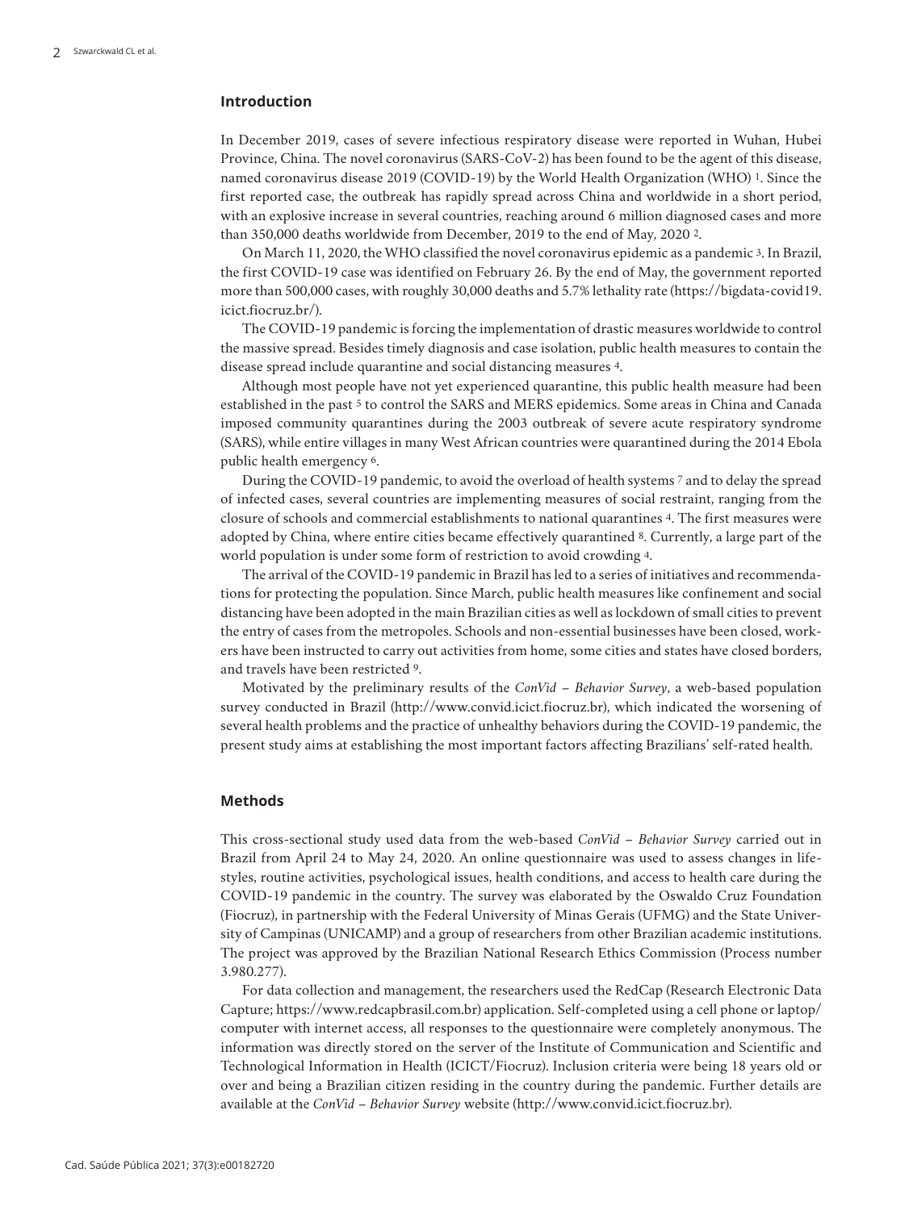## Introduction

In December 2019, cases of severe infectious respiratory disease were reported in Wuhan, Hubei Province, China. The novel coronavirus (SARS-CoV-2) has been found to be the agent of this disease, named coronavirus disease 2019 (COVID-19) by the World Health Organization (WHO) [1]. Since the first reported case, the outbreak has rapidly spread across China and worldwide in a short period, with an explosive increase in several countries, reaching around 6 million diagnosed cases and more than 350,000 deaths worldwide from December, 2019 to the end of May, 2020 [2].

On March 11, 2020, the WHO classified the novel coronavirus epidemic as a pandemic [3]. In Brazil, the first COVID-19 case was identified on February 26. By the end of May, the government reported more than 500,000 cases, with roughly 30,000 deaths and 5.7% lethality rate (https://bigdata-covid19.icict.fiocruz.br/).

The COVID-19 pandemic is forcing the implementation of drastic measures worldwide to control the massive spread. Besides timely diagnosis and case isolation, public health measures to contain the disease spread include quarantine and social distancing measures [4].

Although most people have not yet experienced quarantine, this public health measure had been established in the past [5] to control the SARS and MERS epidemics. Some areas in China and Canada imposed community quarantines during the 2003 outbreak of severe acute respiratory syndrome (SARS), while entire villages in many West African countries were quarantined during the 2014 Ebola public health emergency [6].

During the COVID-19 pandemic, to avoid the overload of health systems [7] and to delay the spread of infected cases, several countries are implementing measures of social restraint, ranging from the closure of schools and commercial establishments to national quarantines [4]. The first measures were adopted by China, where entire cities became effectively quarantined [8]. Currently, a large part of the world population is under some form of restriction to avoid crowding [4].

The arrival of the COVID-19 pandemic in Brazil has led to a series of initiatives and recommendations for protecting the population. Since March, public health measures like confinement and social distancing have been adopted in the main Brazilian cities as well as lockdown of small cities to prevent the entry of cases from the metropoles. Schools and non-essential businesses have been closed, workers have been instructed to carry out activities from home, some cities and states have closed borders, and travels have been restricted [9].

Motivated by the preliminary results of the *ConVid – Behavior Survey*, a web-based population survey conducted in Brazil (http://www.convid.icict.fiocruz.br), which indicated the worsening of several health problems and the practice of unhealthy behaviors during the COVID-19 pandemic, the present study aims at establishing the most important factors affecting Brazilians' self-rated health.

## Methods

This cross-sectional study used data from the web-based *ConVid – Behavior Survey* carried out in Brazil from April 24 to May 24, 2020. An online questionnaire was used to assess changes in lifestyles, routine activities, psychological issues, health conditions, and access to health care during the COVID-19 pandemic in the country. The survey was elaborated by the Oswaldo Cruz Foundation (Fiocruz), in partnership with the Federal University of Minas Gerais (UFMG) and the State University of Campinas (UNICAMP) and a group of researchers from other Brazilian academic institutions. The project was approved by the Brazilian National Research Ethics Commission (Process number 3.980.277).

For data collection and management, the researchers used the RedCap (Research Electronic Data Capture; https://www.redcapbrasil.com.br) application. Self-completed using a cell phone or laptop/computer with internet access, all responses to the questionnaire were completely anonymous. The information was directly stored on the server of the Institute of Communication and Scientific and Technological Information in Health (ICICT/Fiocruz). Inclusion criteria were being 18 years old or over and being a Brazilian citizen residing in the country during the pandemic. Further details are available at the *ConVid – Behavior Survey* website (http://www.convid.icict.fiocruz.br).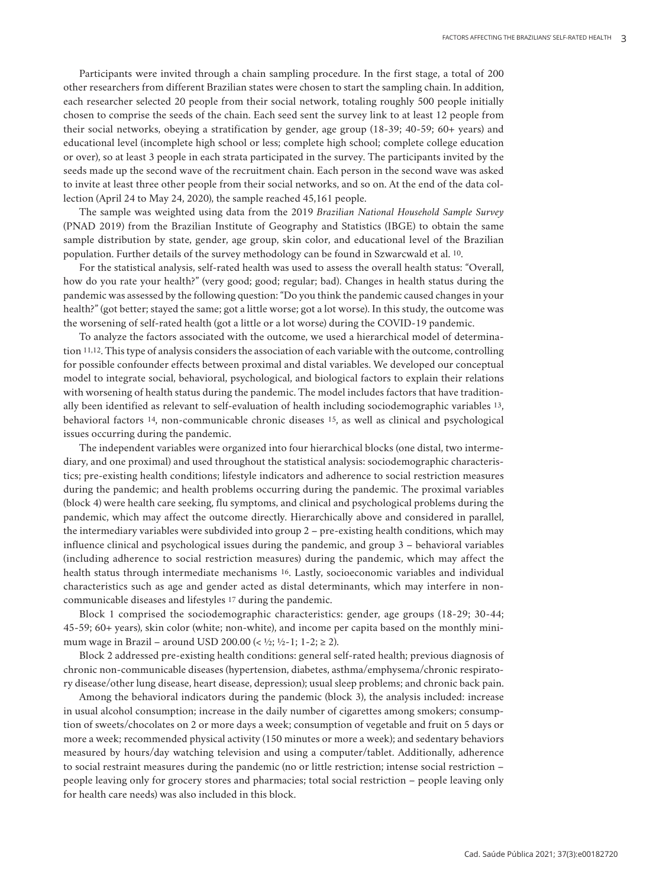Participants were invited through a chain sampling procedure. In the first stage, a total of 200 other researchers from different Brazilian states were chosen to start the sampling chain. In addition, each researcher selected 20 people from their social network, totaling roughly 500 people initially chosen to comprise the seeds of the chain. Each seed sent the survey link to at least 12 people from their social networks, obeying a stratification by gender, age group (18-39; 40-59; 60+ years) and educational level (incomplete high school or less; complete high school; complete college education or over), so at least 3 people in each strata participated in the survey. The participants invited by the seeds made up the second wave of the recruitment chain. Each person in the second wave was asked to invite at least three other people from their social networks, and so on. At the end of the data collection (April 24 to May 24, 2020), the sample reached 45,161 people.

The sample was weighted using data from the 2019 *Brazilian National Household Sample Survey* (PNAD 2019) from the Brazilian Institute of Geography and Statistics (IBGE) to obtain the same sample distribution by state, gender, age group, skin color, and educational level of the Brazilian population. Further details of the survey methodology can be found in Szwarcwald et al. [10].

For the statistical analysis, self-rated health was used to assess the overall health status: "Overall, how do you rate your health?" (very good; good; regular; bad). Changes in health status during the pandemic was assessed by the following question: "Do you think the pandemic caused changes in your health?" (got better; stayed the same; got a little worse; got a lot worse). In this study, the outcome was the worsening of self-rated health (got a little or a lot worse) during the COVID-19 pandemic.

To analyze the factors associated with the outcome, we used a hierarchical model of determination [11,12]. This type of analysis considers the association of each variable with the outcome, controlling for possible confounder effects between proximal and distal variables. We developed our conceptual model to integrate social, behavioral, psychological, and biological factors to explain their relations with worsening of health status during the pandemic. The model includes factors that have traditionally been identified as relevant to self-evaluation of health including sociodemographic variables [13], behavioral factors [14], non-communicable chronic diseases [15], as well as clinical and psychological issues occurring during the pandemic.

The independent variables were organized into four hierarchical blocks (one distal, two intermediary, and one proximal) and used throughout the statistical analysis: sociodemographic characteristics; pre-existing health conditions; lifestyle indicators and adherence to social restriction measures during the pandemic; and health problems occurring during the pandemic. The proximal variables (block 4) were health care seeking, flu symptoms, and clinical and psychological problems during the pandemic, which may affect the outcome directly. Hierarchically above and considered in parallel, the intermediary variables were subdivided into group 2 – pre-existing health conditions, which may influence clinical and psychological issues during the pandemic, and group 3 – behavioral variables (including adherence to social restriction measures) during the pandemic, which may affect the health status through intermediate mechanisms [16]. Lastly, socioeconomic variables and individual characteristics such as age and gender acted as distal determinants, which may interfere in non-communicable diseases and lifestyles [17] during the pandemic.

Block 1 comprised the sociodemographic characteristics: gender, age groups (18-29; 30-44; 45-59; 60+ years), skin color (white; non-white), and income per capita based on the monthly minimum wage in Brazil – around USD 200.00 (< ½; ½-1; 1-2; ≥ 2).

Block 2 addressed pre-existing health conditions: general self-rated health; previous diagnosis of chronic non-communicable diseases (hypertension, diabetes, asthma/emphysema/chronic respiratory disease/other lung disease, heart disease, depression); usual sleep problems; and chronic back pain.

Among the behavioral indicators during the pandemic (block 3), the analysis included: increase in usual alcohol consumption; increase in the daily number of cigarettes among smokers; consumption of sweets/chocolates on 2 or more days a week; consumption of vegetable and fruit on 5 days or more a week; recommended physical activity (150 minutes or more a week); and sedentary behaviors measured by hours/day watching television and using a computer/tablet. Additionally, adherence to social restraint measures during the pandemic (no or little restriction; intense social restriction – people leaving only for grocery stores and pharmacies; total social restriction – people leaving only for health care needs) was also included in this block.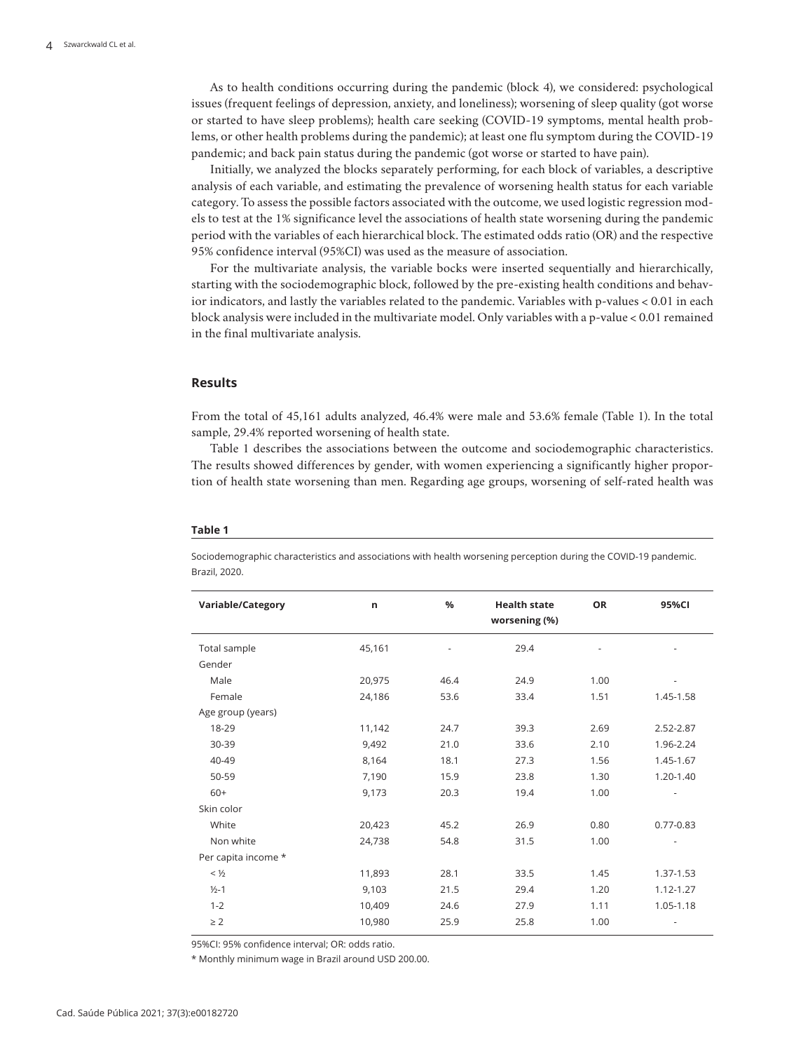As to health conditions occurring during the pandemic (block 4), we considered: psychological issues (frequent feelings of depression, anxiety, and loneliness); worsening of sleep quality (got worse or started to have sleep problems); health care seeking (COVID-19 symptoms, mental health problems, or other health problems during the pandemic); at least one flu symptom during the COVID-19 pandemic; and back pain status during the pandemic (got worse or started to have pain).

Initially, we analyzed the blocks separately performing, for each block of variables, a descriptive analysis of each variable, and estimating the prevalence of worsening health status for each variable category. To assess the possible factors associated with the outcome, we used logistic regression models to test at the 1% significance level the associations of health state worsening during the pandemic period with the variables of each hierarchical block. The estimated odds ratio (OR) and the respective 95% confidence interval (95%CI) was used as the measure of association.

For the multivariate analysis, the variable bocks were inserted sequentially and hierarchically, starting with the sociodemographic block, followed by the pre-existing health conditions and behavior indicators, and lastly the variables related to the pandemic. Variables with p-values < 0.01 in each block analysis were included in the multivariate model. Only variables with a p-value < 0.01 remained in the final multivariate analysis.

## Results

From the total of 45,161 adults analyzed, 46.4% were male and 53.6% female (Table 1). In the total sample, 29.4% reported worsening of health state.

Table 1 describes the associations between the outcome and sociodemographic characteristics. The results showed differences by gender, with women experiencing a significantly higher proportion of health state worsening than men. Regarding age groups, worsening of self-rated health was

**Table 1**

Sociodemographic characteristics and associations with health worsening perception during the COVID-19 pandemic. Brazil, 2020.

| Variable/Category | n | % | Health state worsening (%) | OR | 95%CI |
|---|---|---|---|---|---|
| Total sample | 45,161 | - | 29.4 | - | - |
| Gender | | | | | |
| Male | 20,975 | 46.4 | 24.9 | 1.00 | - |
| Female | 24,186 | 53.6 | 33.4 | 1.51 | 1.45-1.58 |
| Age group (years) | | | | | |
| 18-29 | 11,142 | 24.7 | 39.3 | 2.69 | 2.52-2.87 |
| 30-39 | 9,492 | 21.0 | 33.6 | 2.10 | 1.96-2.24 |
| 40-49 | 8,164 | 18.1 | 27.3 | 1.56 | 1.45-1.67 |
| 50-59 | 7,190 | 15.9 | 23.8 | 1.30 | 1.20-1.40 |
| 60+ | 9,173 | 20.3 | 19.4 | 1.00 | - |
| Skin color | | | | | |
| White | 20,423 | 45.2 | 26.9 | 0.80 | 0.77-0.83 |
| Non white | 24,738 | 54.8 | 31.5 | 1.00 | - |
| Per capita income * | | | | | |
| < ½ | 11,893 | 28.1 | 33.5 | 1.45 | 1.37-1.53 |
| ½-1 | 9,103 | 21.5 | 29.4 | 1.20 | 1.12-1.27 |
| 1-2 | 10,409 | 24.6 | 27.9 | 1.11 | 1.05-1.18 |
| ≥ 2 | 10,980 | 25.9 | 25.8 | 1.00 | - |

95%CI: 95% confidence interval; OR: odds ratio.

* Monthly minimum wage in Brazil around USD 200.00.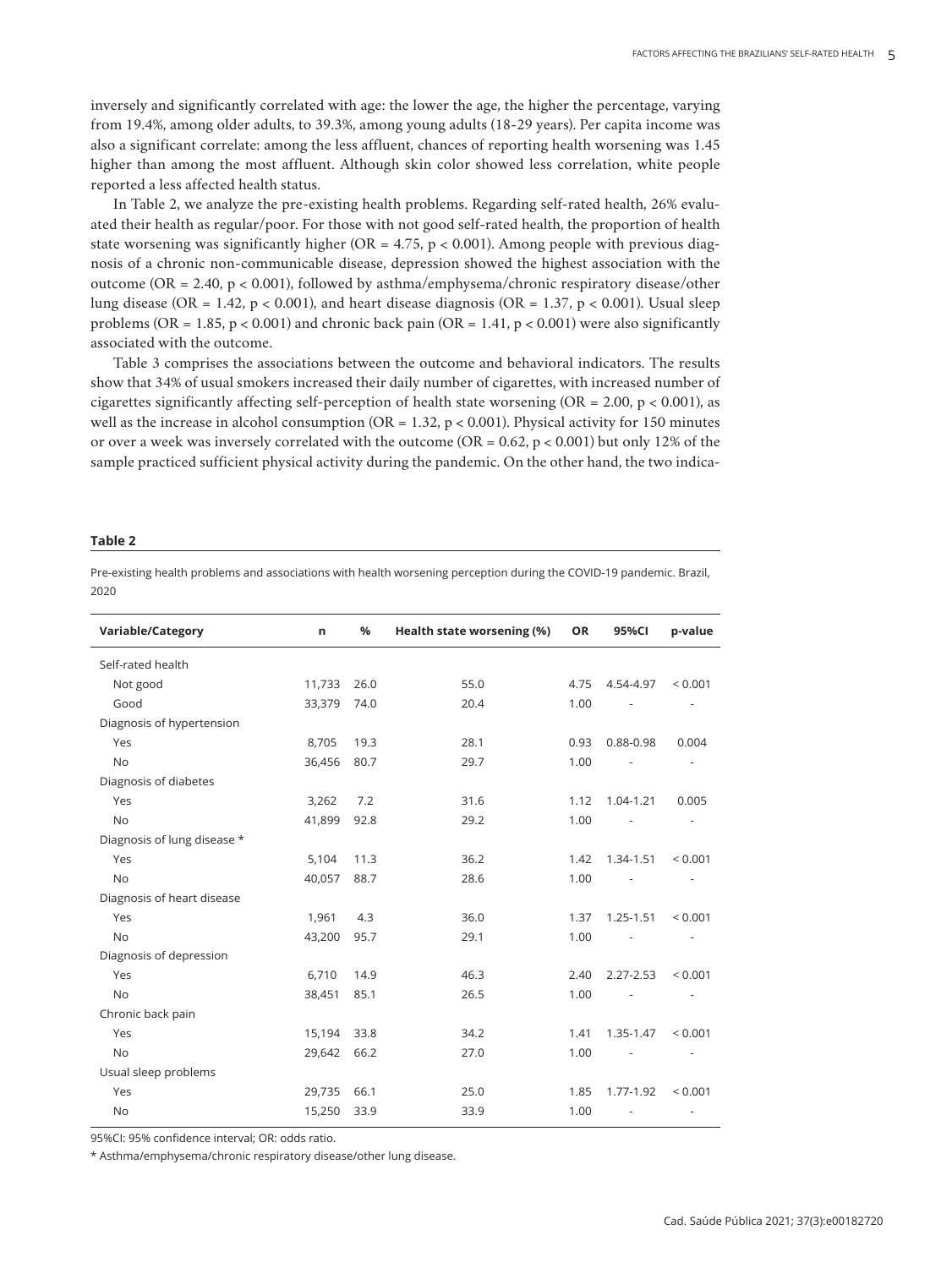inversely and significantly correlated with age: the lower the age, the higher the percentage, varying from 19.4%, among older adults, to 39.3%, among young adults (18-29 years). Per capita income was also a significant correlate: among the less affluent, chances of reporting health worsening was 1.45 higher than among the most affluent. Although skin color showed less correlation, white people reported a less affected health status.

In Table 2, we analyze the pre-existing health problems. Regarding self-rated health, 26% evaluated their health as regular/poor. For those with not good self-rated health, the proportion of health state worsening was significantly higher (OR = 4.75, $p < 0.001$). Among people with previous diagnosis of a chronic non-communicable disease, depression showed the highest association with the outcome (OR = 2.40, $p < 0.001$), followed by asthma/emphysema/chronic respiratory disease/other lung disease (OR = 1.42, $p < 0.001$), and heart disease diagnosis (OR = 1.37, $p < 0.001$). Usual sleep problems (OR = 1.85, $p < 0.001$) and chronic back pain (OR = 1.41, $p < 0.001$) were also significantly associated with the outcome.

Table 3 comprises the associations between the outcome and behavioral indicators. The results show that 34% of usual smokers increased their daily number of cigarettes, with increased number of cigarettes significantly affecting self-perception of health state worsening (OR = 2.00, $p < 0.001$), as well as the increase in alcohol consumption (OR = 1.32, $p < 0.001$). Physical activity for 150 minutes or over a week was inversely correlated with the outcome (OR = 0.62, $p < 0.001$) but only 12% of the sample practiced sufficient physical activity during the pandemic. On the other hand, the two indica-

**Table 2**

Pre-existing health problems and associations with health worsening perception during the COVID-19 pandemic. Brazil, 2020

| Variable/Category | n | % | Health state worsening (%) | OR | 95%CI | p-value |
|---|---|---|---|---|---|---|
| Self-rated health | | | | | | |
| Not good | 11,733 | 26.0 | 55.0 | 4.75 | 4.54-4.97 | < 0.001 |
| Good | 33,379 | 74.0 | 20.4 | 1.00 | - | - |
| Diagnosis of hypertension | | | | | | |
| Yes | 8,705 | 19.3 | 28.1 | 0.93 | 0.88-0.98 | 0.004 |
| No | 36,456 | 80.7 | 29.7 | 1.00 | - | - |
| Diagnosis of diabetes | | | | | | |
| Yes | 3,262 | 7.2 | 31.6 | 1.12 | 1.04-1.21 | 0.005 |
| No | 41,899 | 92.8 | 29.2 | 1.00 | - | - |
| Diagnosis of lung disease * | | | | | | |
| Yes | 5,104 | 11.3 | 36.2 | 1.42 | 1.34-1.51 | < 0.001 |
| No | 40,057 | 88.7 | 28.6 | 1.00 | - | - |
| Diagnosis of heart disease | | | | | | |
| Yes | 1,961 | 4.3 | 36.0 | 1.37 | 1.25-1.51 | < 0.001 |
| No | 43,200 | 95.7 | 29.1 | 1.00 | - | - |
| Diagnosis of depression | | | | | | |
| Yes | 6,710 | 14.9 | 46.3 | 2.40 | 2.27-2.53 | < 0.001 |
| No | 38,451 | 85.1 | 26.5 | 1.00 | - | - |
| Chronic back pain | | | | | | |
| Yes | 15,194 | 33.8 | 34.2 | 1.41 | 1.35-1.47 | < 0.001 |
| No | 29,642 | 66.2 | 27.0 | 1.00 | - | - |
| Usual sleep problems | | | | | | |
| Yes | 29,735 | 66.1 | 25.0 | 1.85 | 1.77-1.92 | < 0.001 |
| No | 15,250 | 33.9 | 33.9 | 1.00 | - | - |

95%CI: 95% confidence interval; OR: odds ratio.

* Asthma/emphysema/chronic respiratory disease/other lung disease.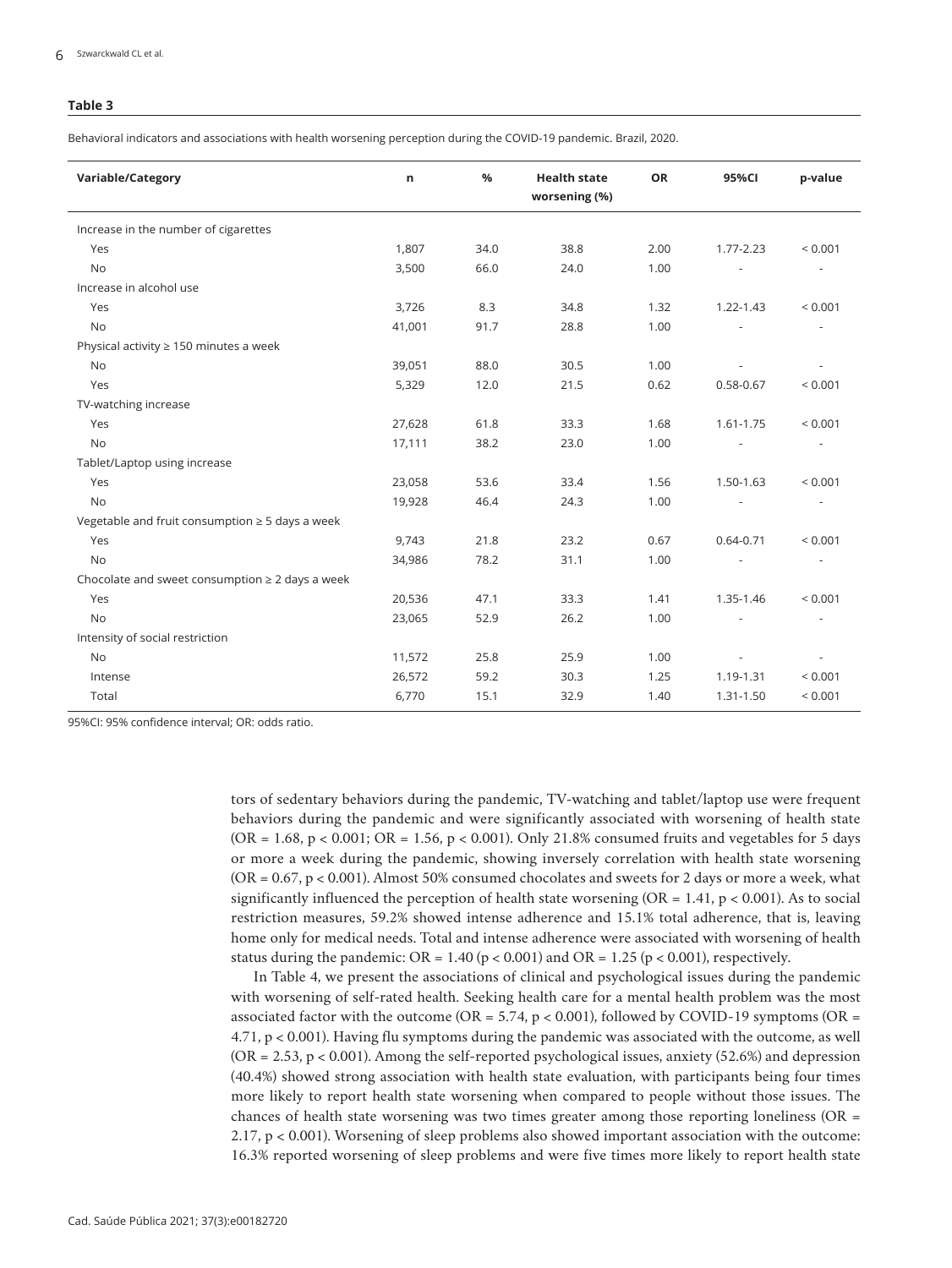**Table 3**

Behavioral indicators and associations with health worsening perception during the COVID-19 pandemic. Brazil, 2020.

| Variable/Category | n | % | Health state worsening (%) | OR | 95%CI | p-value |
|---|---|---|---|---|---|---|
| Increase in the number of cigarettes | | | | | | |
| Yes | 1,807 | 34.0 | 38.8 | 2.00 | 1.77-2.23 | < 0.001 |
| No | 3,500 | 66.0 | 24.0 | 1.00 | - | - |
| Increase in alcohol use | | | | | | |
| Yes | 3,726 | 8.3 | 34.8 | 1.32 | 1.22-1.43 | < 0.001 |
| No | 41,001 | 91.7 | 28.8 | 1.00 | - | - |
| Physical activity ≥ 150 minutes a week | | | | | | |
| No | 39,051 | 88.0 | 30.5 | 1.00 | - | - |
| Yes | 5,329 | 12.0 | 21.5 | 0.62 | 0.58-0.67 | < 0.001 |
| TV-watching increase | | | | | | |
| Yes | 27,628 | 61.8 | 33.3 | 1.68 | 1.61-1.75 | < 0.001 |
| No | 17,111 | 38.2 | 23.0 | 1.00 | - | - |
| Tablet/Laptop using increase | | | | | | |
| Yes | 23,058 | 53.6 | 33.4 | 1.56 | 1.50-1.63 | < 0.001 |
| No | 19,928 | 46.4 | 24.3 | 1.00 | - | - |
| Vegetable and fruit consumption ≥ 5 days a week | | | | | | |
| Yes | 9,743 | 21.8 | 23.2 | 0.67 | 0.64-0.71 | < 0.001 |
| No | 34,986 | 78.2 | 31.1 | 1.00 | - | - |
| Chocolate and sweet consumption ≥ 2 days a week | | | | | | |
| Yes | 20,536 | 47.1 | 33.3 | 1.41 | 1.35-1.46 | < 0.001 |
| No | 23,065 | 52.9 | 26.2 | 1.00 | - | - |
| Intensity of social restriction | | | | | | |
| No | 11,572 | 25.8 | 25.9 | 1.00 | - | - |
| Intense | 26,572 | 59.2 | 30.3 | 1.25 | 1.19-1.31 | < 0.001 |
| Total | 6,770 | 15.1 | 32.9 | 1.40 | 1.31-1.50 | < 0.001 |

95%CI: 95% confidence interval; OR: odds ratio.

tors of sedentary behaviors during the pandemic, TV-watching and tablet/laptop use were frequent behaviors during the pandemic and were significantly associated with worsening of health state (OR = 1.68, $p < 0.001$; OR = 1.56, $p < 0.001$). Only 21.8% consumed fruits and vegetables for 5 days or more a week during the pandemic, showing inversely correlation with health state worsening (OR = 0.67, $p < 0.001$). Almost 50% consumed chocolates and sweets for 2 days or more a week, what significantly influenced the perception of health state worsening (OR = 1.41, $p < 0.001$). As to social restriction measures, 59.2% showed intense adherence and 15.1% total adherence, that is, leaving home only for medical needs. Total and intense adherence were associated with worsening of health status during the pandemic: OR = 1.40 ($p < 0.001$) and OR = 1.25 ($p < 0.001$), respectively.

In Table 4, we present the associations of clinical and psychological issues during the pandemic with worsening of self-rated health. Seeking health care for a mental health problem was the most associated factor with the outcome (OR = 5.74, $p < 0.001$), followed by COVID-19 symptoms (OR = 4.71, $p < 0.001$). Having flu symptoms during the pandemic was associated with the outcome, as well (OR = 2.53, $p < 0.001$). Among the self-reported psychological issues, anxiety (52.6%) and depression (40.4%) showed strong association with health state evaluation, with participants being four times more likely to report health state worsening when compared to people without those issues. The chances of health state worsening was two times greater among those reporting loneliness (OR = 2.17, $p < 0.001$). Worsening of sleep problems also showed important association with the outcome: 16.3% reported worsening of sleep problems and were five times more likely to report health state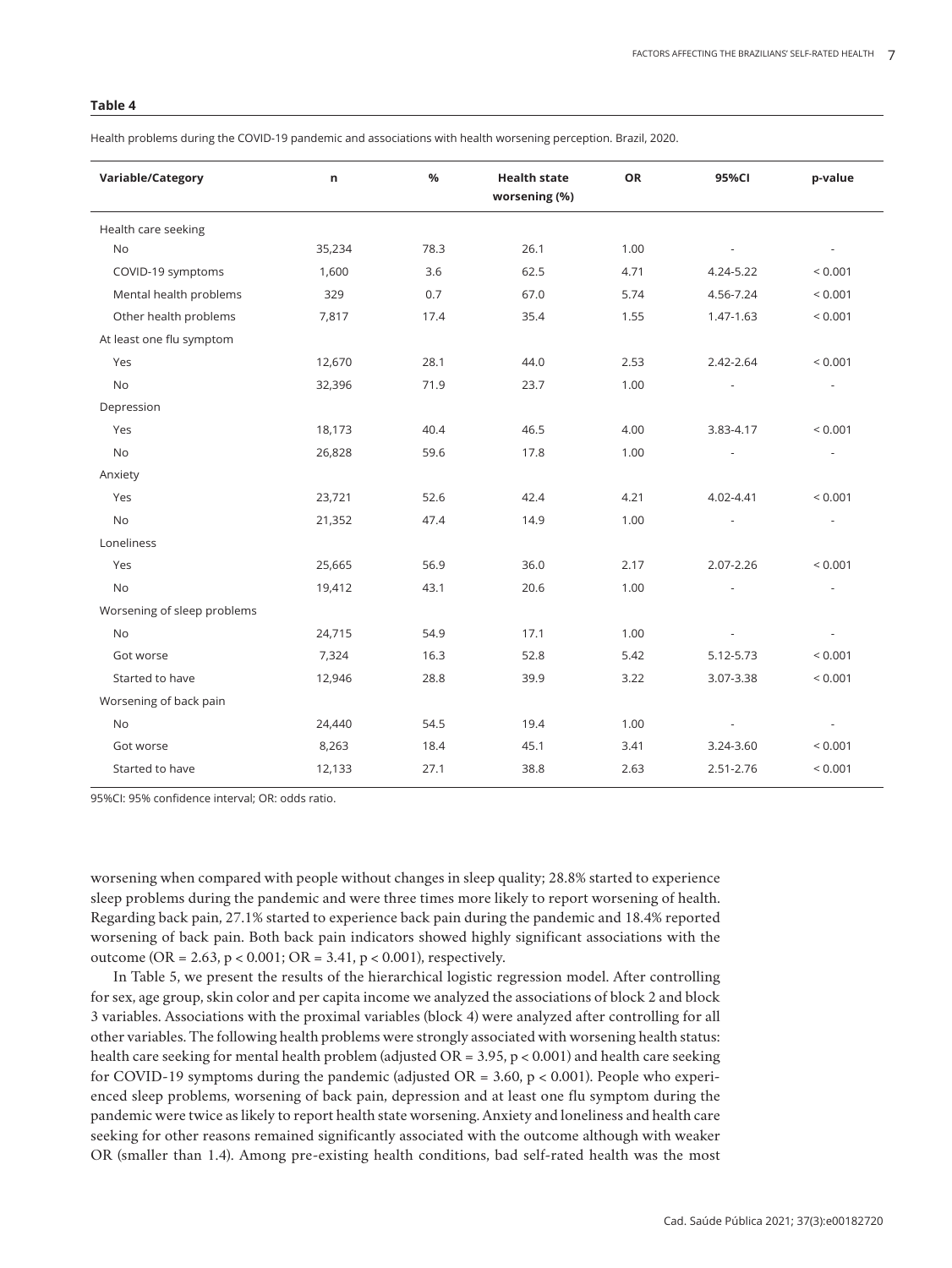**Table 4**

Health problems during the COVID-19 pandemic and associations with health worsening perception. Brazil, 2020.

| Variable/Category | n | % | Health state worsening (%) | OR | 95%CI | p-value |
|---|---|---|---|---|---|---|
| Health care seeking | | | | | | |
| No | 35,234 | 78.3 | 26.1 | 1.00 | - | - |
| COVID-19 symptoms | 1,600 | 3.6 | 62.5 | 4.71 | 4.24-5.22 | < 0.001 |
| Mental health problems | 329 | 0.7 | 67.0 | 5.74 | 4.56-7.24 | < 0.001 |
| Other health problems | 7,817 | 17.4 | 35.4 | 1.55 | 1.47-1.63 | < 0.001 |
| At least one flu symptom | | | | | | |
| Yes | 12,670 | 28.1 | 44.0 | 2.53 | 2.42-2.64 | < 0.001 |
| No | 32,396 | 71.9 | 23.7 | 1.00 | - | - |
| Depression | | | | | | |
| Yes | 18,173 | 40.4 | 46.5 | 4.00 | 3.83-4.17 | < 0.001 |
| No | 26,828 | 59.6 | 17.8 | 1.00 | - | - |
| Anxiety | | | | | | |
| Yes | 23,721 | 52.6 | 42.4 | 4.21 | 4.02-4.41 | < 0.001 |
| No | 21,352 | 47.4 | 14.9 | 1.00 | - | - |
| Loneliness | | | | | | |
| Yes | 25,665 | 56.9 | 36.0 | 2.17 | 2.07-2.26 | < 0.001 |
| No | 19,412 | 43.1 | 20.6 | 1.00 | - | - |
| Worsening of sleep problems | | | | | | |
| No | 24,715 | 54.9 | 17.1 | 1.00 | - | - |
| Got worse | 7,324 | 16.3 | 52.8 | 5.42 | 5.12-5.73 | < 0.001 |
| Started to have | 12,946 | 28.8 | 39.9 | 3.22 | 3.07-3.38 | < 0.001 |
| Worsening of back pain | | | | | | |
| No | 24,440 | 54.5 | 19.4 | 1.00 | - | - |
| Got worse | 8,263 | 18.4 | 45.1 | 3.41 | 3.24-3.60 | < 0.001 |
| Started to have | 12,133 | 27.1 | 38.8 | 2.63 | 2.51-2.76 | < 0.001 |

95%CI: 95% confidence interval; OR: odds ratio.

worsening when compared with people without changes in sleep quality; 28.8% started to experience sleep problems during the pandemic and were three times more likely to report worsening of health. Regarding back pain, 27.1% started to experience back pain during the pandemic and 18.4% reported worsening of back pain. Both back pain indicators showed highly significant associations with the outcome (OR = 2.63, $p < 0.001$; OR = 3.41, $p < 0.001$), respectively.

In Table 5, we present the results of the hierarchical logistic regression model. After controlling for sex, age group, skin color and per capita income we analyzed the associations of block 2 and block 3 variables. Associations with the proximal variables (block 4) were analyzed after controlling for all other variables. The following health problems were strongly associated with worsening health status: health care seeking for mental health problem (adjusted OR = 3.95, $p < 0.001$) and health care seeking for COVID-19 symptoms during the pandemic (adjusted OR = 3.60, $p < 0.001$). People who experienced sleep problems, worsening of back pain, depression and at least one flu symptom during the pandemic were twice as likely to report health state worsening. Anxiety and loneliness and health care seeking for other reasons remained significantly associated with the outcome although with weaker OR (smaller than 1.4). Among pre-existing health conditions, bad self-rated health was the most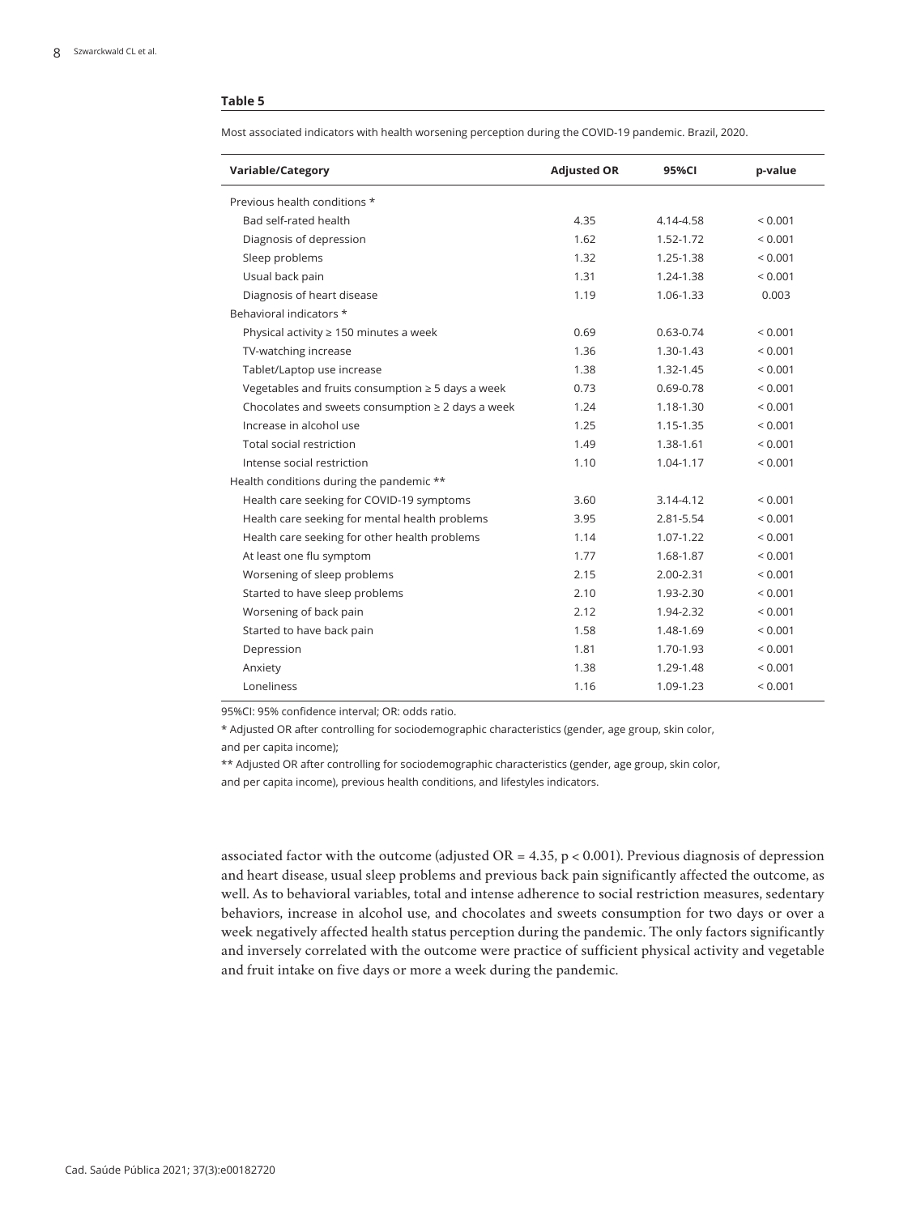**Table 5**

Most associated indicators with health worsening perception during the COVID-19 pandemic. Brazil, 2020.

| Variable/Category | Adjusted OR | 95%CI | p-value |
|---|---|---|---|
| Previous health conditions * | | | |
| Bad self-rated health | 4.35 | 4.14-4.58 | < 0.001 |
| Diagnosis of depression | 1.62 | 1.52-1.72 | < 0.001 |
| Sleep problems | 1.32 | 1.25-1.38 | < 0.001 |
| Usual back pain | 1.31 | 1.24-1.38 | < 0.001 |
| Diagnosis of heart disease | 1.19 | 1.06-1.33 | 0.003 |
| Behavioral indicators * | | | |
| Physical activity ≥ 150 minutes a week | 0.69 | 0.63-0.74 | < 0.001 |
| TV-watching increase | 1.36 | 1.30-1.43 | < 0.001 |
| Tablet/Laptop use increase | 1.38 | 1.32-1.45 | < 0.001 |
| Vegetables and fruits consumption ≥ 5 days a week | 0.73 | 0.69-0.78 | < 0.001 |
| Chocolates and sweets consumption ≥ 2 days a week | 1.24 | 1.18-1.30 | < 0.001 |
| Increase in alcohol use | 1.25 | 1.15-1.35 | < 0.001 |
| Total social restriction | 1.49 | 1.38-1.61 | < 0.001 |
| Intense social restriction | 1.10 | 1.04-1.17 | < 0.001 |
| Health conditions during the pandemic ** | | | |
| Health care seeking for COVID-19 symptoms | 3.60 | 3.14-4.12 | < 0.001 |
| Health care seeking for mental health problems | 3.95 | 2.81-5.54 | < 0.001 |
| Health care seeking for other health problems | 1.14 | 1.07-1.22 | < 0.001 |
| At least one flu symptom | 1.77 | 1.68-1.87 | < 0.001 |
| Worsening of sleep problems | 2.15 | 2.00-2.31 | < 0.001 |
| Started to have sleep problems | 2.10 | 1.93-2.30 | < 0.001 |
| Worsening of back pain | 2.12 | 1.94-2.32 | < 0.001 |
| Started to have back pain | 1.58 | 1.48-1.69 | < 0.001 |
| Depression | 1.81 | 1.70-1.93 | < 0.001 |
| Anxiety | 1.38 | 1.29-1.48 | < 0.001 |
| Loneliness | 1.16 | 1.09-1.23 | < 0.001 |

95%CI: 95% confidence interval; OR: odds ratio.

* Adjusted OR after controlling for sociodemographic characteristics (gender, age group, skin color, and per capita income);

** Adjusted OR after controlling for sociodemographic characteristics (gender, age group, skin color, and per capita income), previous health conditions, and lifestyles indicators.

associated factor with the outcome (adjusted OR = 4.35, $p < 0.001$). Previous diagnosis of depression and heart disease, usual sleep problems and previous back pain significantly affected the outcome, as well. As to behavioral variables, total and intense adherence to social restriction measures, sedentary behaviors, increase in alcohol use, and chocolates and sweets consumption for two days or over a week negatively affected health status perception during the pandemic. The only factors significantly and inversely correlated with the outcome were practice of sufficient physical activity and vegetable and fruit intake on five days or more a week during the pandemic.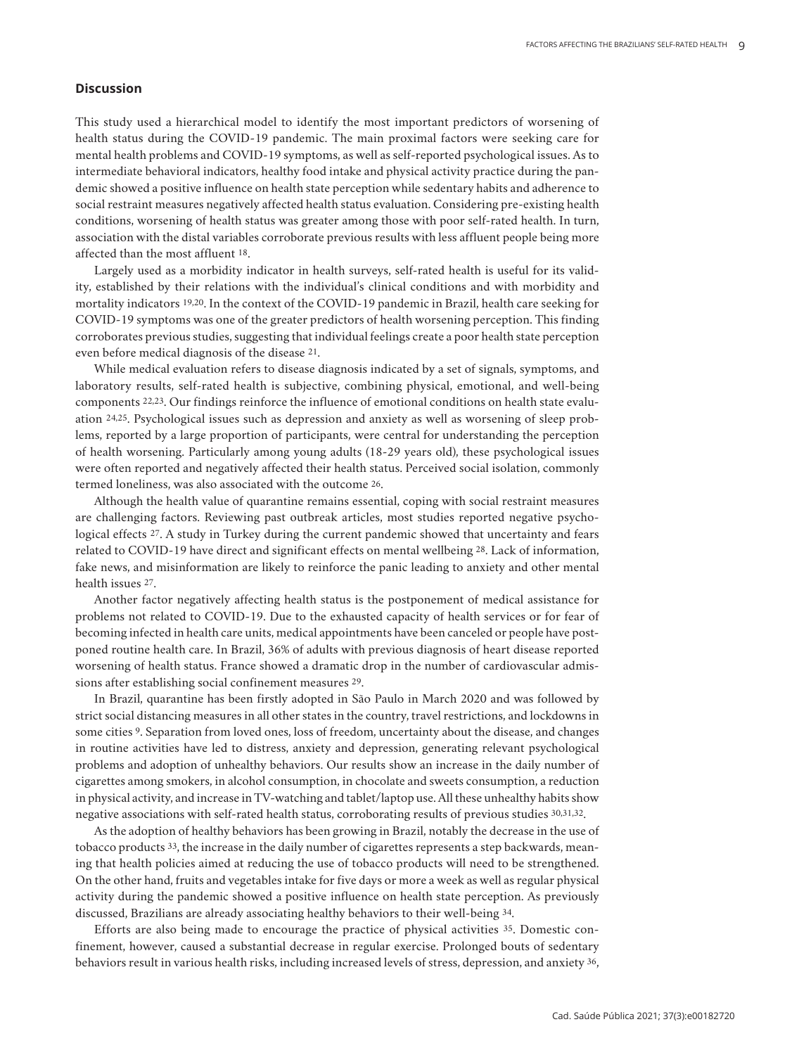## Discussion

This study used a hierarchical model to identify the most important predictors of worsening of health status during the COVID-19 pandemic. The main proximal factors were seeking care for mental health problems and COVID-19 symptoms, as well as self-reported psychological issues. As to intermediate behavioral indicators, healthy food intake and physical activity practice during the pandemic showed a positive influence on health state perception while sedentary habits and adherence to social restraint measures negatively affected health status evaluation. Considering pre-existing health conditions, worsening of health status was greater among those with poor self-rated health. In turn, association with the distal variables corroborate previous results with less affluent people being more affected than the most affluent [18].

Largely used as a morbidity indicator in health surveys, self-rated health is useful for its validity, established by their relations with the individual's clinical conditions and with morbidity and mortality indicators [19,20]. In the context of the COVID-19 pandemic in Brazil, health care seeking for COVID-19 symptoms was one of the greater predictors of health worsening perception. This finding corroborates previous studies, suggesting that individual feelings create a poor health state perception even before medical diagnosis of the disease [21].

While medical evaluation refers to disease diagnosis indicated by a set of signals, symptoms, and laboratory results, self-rated health is subjective, combining physical, emotional, and well-being components [22,23]. Our findings reinforce the influence of emotional conditions on health state evaluation [24,25]. Psychological issues such as depression and anxiety as well as worsening of sleep problems, reported by a large proportion of participants, were central for understanding the perception of health worsening. Particularly among young adults (18-29 years old), these psychological issues were often reported and negatively affected their health status. Perceived social isolation, commonly termed loneliness, was also associated with the outcome [26].

Although the health value of quarantine remains essential, coping with social restraint measures are challenging factors. Reviewing past outbreak articles, most studies reported negative psychological effects [27]. A study in Turkey during the current pandemic showed that uncertainty and fears related to COVID-19 have direct and significant effects on mental wellbeing [28]. Lack of information, fake news, and misinformation are likely to reinforce the panic leading to anxiety and other mental health issues [27].

Another factor negatively affecting health status is the postponement of medical assistance for problems not related to COVID-19. Due to the exhausted capacity of health services or for fear of becoming infected in health care units, medical appointments have been canceled or people have postponed routine health care. In Brazil, 36% of adults with previous diagnosis of heart disease reported worsening of health status. France showed a dramatic drop in the number of cardiovascular admissions after establishing social confinement measures [29].

In Brazil, quarantine has been firstly adopted in São Paulo in March 2020 and was followed by strict social distancing measures in all other states in the country, travel restrictions, and lockdowns in some cities [9]. Separation from loved ones, loss of freedom, uncertainty about the disease, and changes in routine activities have led to distress, anxiety and depression, generating relevant psychological problems and adoption of unhealthy behaviors. Our results show an increase in the daily number of cigarettes among smokers, in alcohol consumption, in chocolate and sweets consumption, a reduction in physical activity, and increase in TV-watching and tablet/laptop use. All these unhealthy habits show negative associations with self-rated health status, corroborating results of previous studies [30,31,32].

As the adoption of healthy behaviors has been growing in Brazil, notably the decrease in the use of tobacco products [33], the increase in the daily number of cigarettes represents a step backwards, meaning that health policies aimed at reducing the use of tobacco products will need to be strengthened. On the other hand, fruits and vegetables intake for five days or more a week as well as regular physical activity during the pandemic showed a positive influence on health state perception. As previously discussed, Brazilians are already associating healthy behaviors to their well-being [34].

Efforts are also being made to encourage the practice of physical activities [35]. Domestic confinement, however, caused a substantial decrease in regular exercise. Prolonged bouts of sedentary behaviors result in various health risks, including increased levels of stress, depression, and anxiety [36],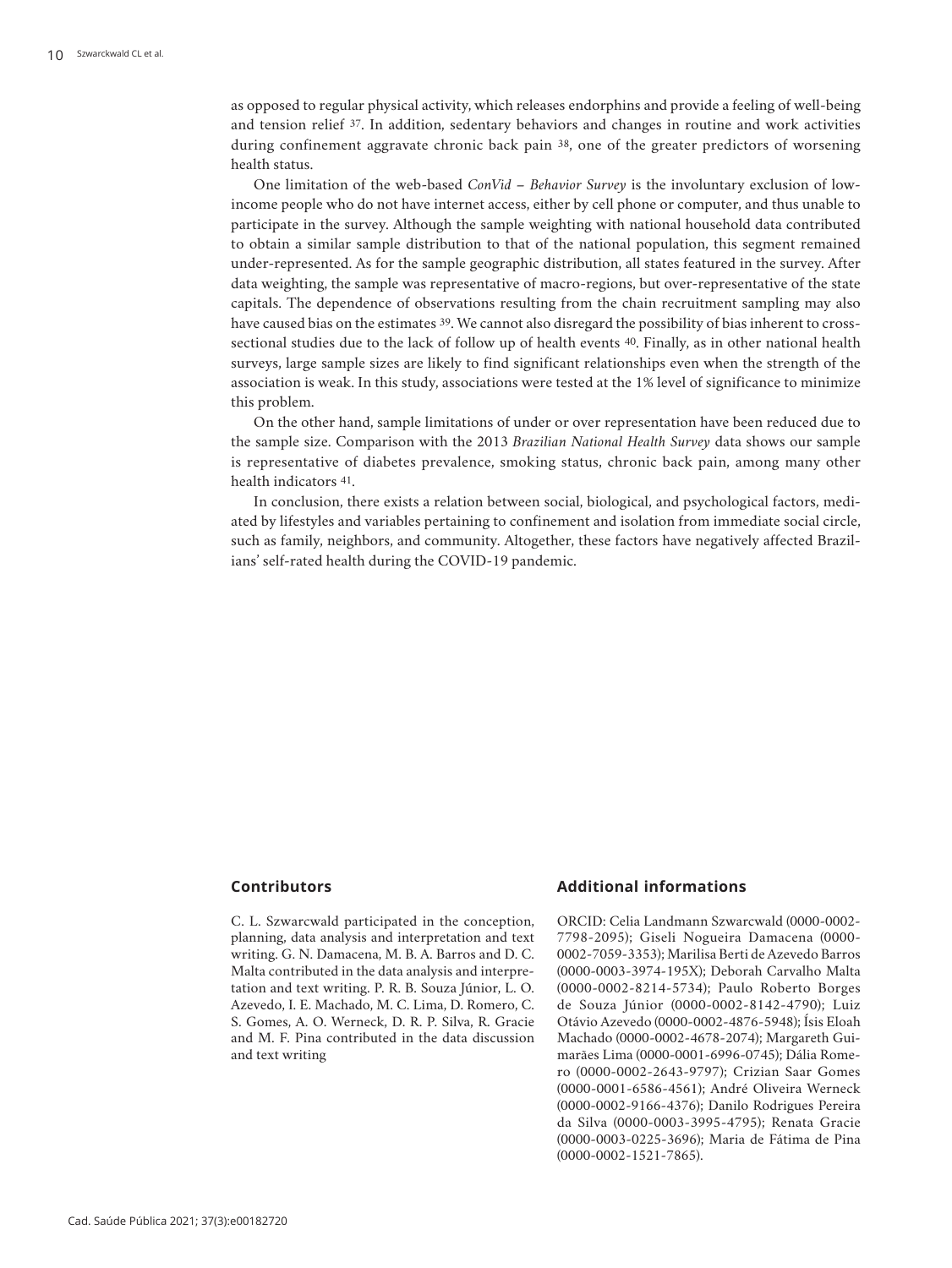as opposed to regular physical activity, which releases endorphins and provide a feeling of well-being and tension relief [37]. In addition, sedentary behaviors and changes in routine and work activities during confinement aggravate chronic back pain [38], one of the greater predictors of worsening health status.

One limitation of the web-based *ConVid – Behavior Survey* is the involuntary exclusion of low-income people who do not have internet access, either by cell phone or computer, and thus unable to participate in the survey. Although the sample weighting with national household data contributed to obtain a similar sample distribution to that of the national population, this segment remained under-represented. As for the sample geographic distribution, all states featured in the survey. After data weighting, the sample was representative of macro-regions, but over-representative of the state capitals. The dependence of observations resulting from the chain recruitment sampling may also have caused bias on the estimates [39]. We cannot also disregard the possibility of bias inherent to cross-sectional studies due to the lack of follow up of health events [40]. Finally, as in other national health surveys, large sample sizes are likely to find significant relationships even when the strength of the association is weak. In this study, associations were tested at the 1% level of significance to minimize this problem.

On the other hand, sample limitations of under or over representation have been reduced due to the sample size. Comparison with the 2013 *Brazilian National Health Survey* data shows our sample is representative of diabetes prevalence, smoking status, chronic back pain, among many other health indicators [41].

In conclusion, there exists a relation between social, biological, and psychological factors, mediated by lifestyles and variables pertaining to confinement and isolation from immediate social circle, such as family, neighbors, and community. Altogether, these factors have negatively affected Brazilians' self-rated health during the COVID-19 pandemic.

## Contributors

C. L. Szwarcwald participated in the conception, planning, data analysis and interpretation and text writing. G. N. Damacena, M. B. A. Barros and D. C. Malta contributed in the data analysis and interpretation and text writing. P. R. B. Souza Júnior, L. O. Azevedo, I. E. Machado, M. C. Lima, D. Romero, C. S. Gomes, A. O. Werneck, D. R. P. Silva, R. Gracie and M. F. Pina contributed in the data discussion and text writing

## Additional informations

ORCID: Celia Landmann Szwarcwald (0000-0002-7798-2095); Giseli Nogueira Damacena (0000-0002-7059-3353); Marilisa Berti de Azevedo Barros (0000-0003-3974-195X); Deborah Carvalho Malta (0000-0002-8214-5734); Paulo Roberto Borges de Souza Júnior (0000-0002-8142-4790); Luiz Otávio Azevedo (0000-0002-4876-5948); Ísis Eloah Machado (0000-0002-4678-2074); Margareth Guimarães Lima (0000-0001-6996-0745); Dália Romero (0000-0002-2643-9797); Crizian Saar Gomes (0000-0001-6586-4561); André Oliveira Werneck (0000-0002-9166-4376); Danilo Rodrigues Pereira da Silva (0000-0003-3995-4795); Renata Gracie (0000-0003-0225-3696); Maria de Fátima de Pina (0000-0002-1521-7865).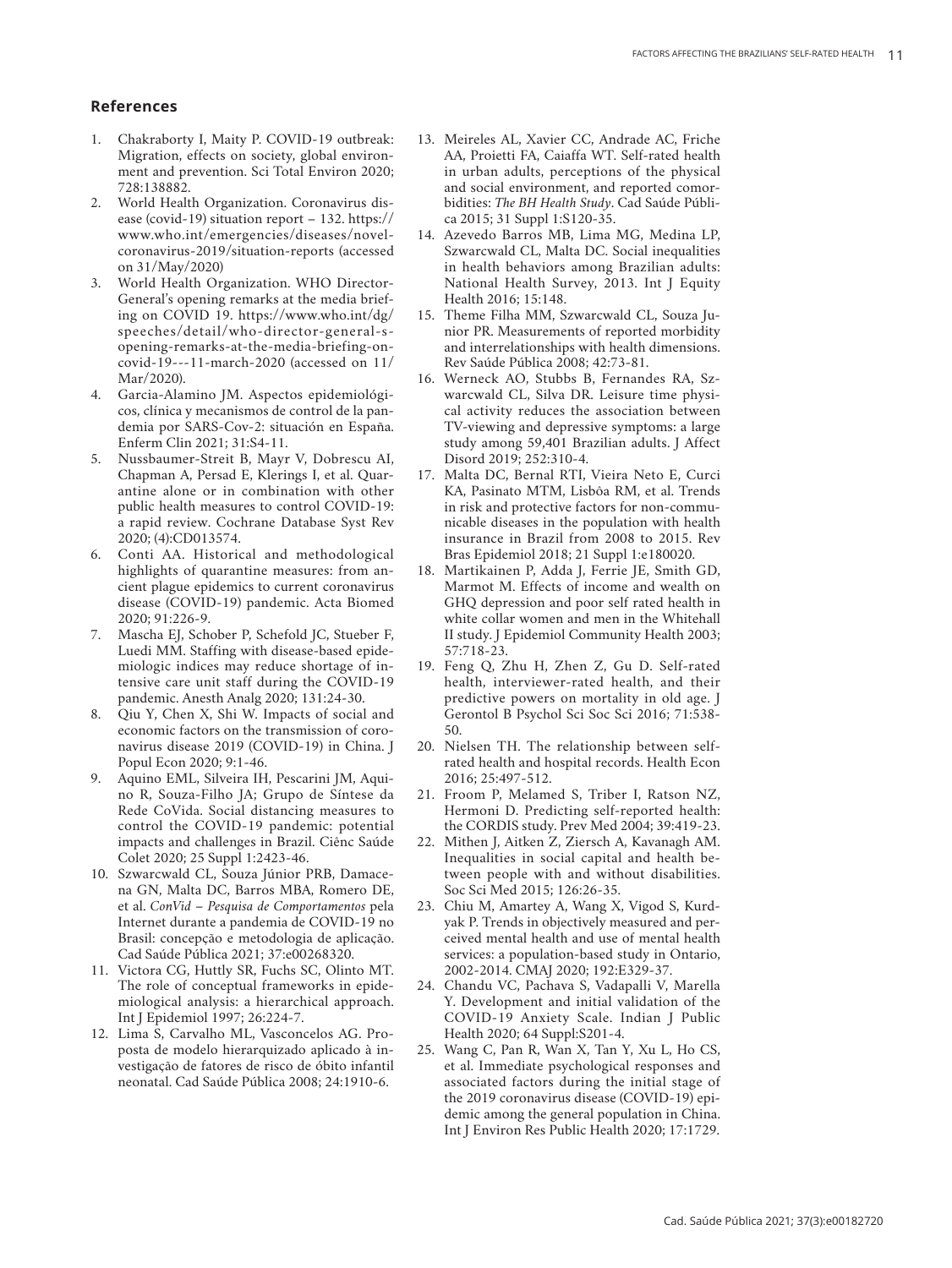## References

1. Chakraborty I, Maity P. COVID-19 outbreak: Migration, effects on society, global environment and prevention. Sci Total Environ 2020; 728:138882.
2. World Health Organization. Coronavirus disease (covid-19) situation report – 132. https://www.who.int/emergencies/diseases/novel-coronavirus-2019/situation-reports (accessed on 31/May/2020)
3. World Health Organization. WHO Director-General's opening remarks at the media briefing on COVID 19. https://www.who.int/dg/speeches/detail/who-director-general-s-opening-remarks-at-the-media-briefing-on-covid-19---11-march-2020 (accessed on 11/Mar/2020).
4. Garcia-Alamino JM. Aspectos epidemiológicos, clínica y mecanismos de control de la pandemia por SARS-Cov-2: situación en España. Enferm Clin 2021; 31:S4-11.
5. Nussbaumer-Streit B, Mayr V, Dobrescu AI, Chapman A, Persad E, Klerings I, et al. Quarantine alone or in combination with other public health measures to control COVID-19: a rapid review. Cochrane Database Syst Rev 2020; (4):CD013574.
6. Conti AA. Historical and methodological highlights of quarantine measures: from ancient plague epidemics to current coronavirus disease (COVID-19) pandemic. Acta Biomed 2020; 91:226-9.
7. Mascha EJ, Schober P, Schefold JC, Stueber F, Luedi MM. Staffing with disease-based epidemiologic indices may reduce shortage of intensive care unit staff during the COVID-19 pandemic. Anesth Analg 2020; 131:24-30.
8. Qiu Y, Chen X, Shi W. Impacts of social and economic factors on the transmission of coronavirus disease 2019 (COVID-19) in China. J Popul Econ 2020; 9:1-46.
9. Aquino EML, Silveira IH, Pescarini JM, Aquino R, Souza-Filho JA; Grupo de Síntese da Rede CoVida. Social distancing measures to control the COVID-19 pandemic: potential impacts and challenges in Brazil. Ciênc Saúde Colet 2020; 25 Suppl 1:2423-46.
10. Szwarcwald CL, Souza Júnior PRB, Damacena GN, Malta DC, Barros MBA, Romero DE, et al. *ConVid – Pesquisa de Comportamentos* pela Internet durante a pandemia de COVID-19 no Brasil: concepção e metodologia de aplicação. Cad Saúde Pública 2021; 37:e00268320.
11. Victora CG, Huttly SR, Fuchs SC, Olinto MT. The role of conceptual frameworks in epidemiological analysis: a hierarchical approach. Int J Epidemiol 1997; 26:224-7.
12. Lima S, Carvalho ML, Vasconcelos AG. Proposta de modelo hierarquizado aplicado à investigação de fatores de risco de óbito infantil neonatal. Cad Saúde Pública 2008; 24:1910-6.
13. Meireles AL, Xavier CC, Andrade AC, Friche AA, Proietti FA, Caiaffa WT. Self-rated health in urban adults, perceptions of the physical and social environment, and reported comorbidities: *The BH Health Study*. Cad Saúde Pública 2015; 31 Suppl 1:S120-35.
14. Azevedo Barros MB, Lima MG, Medina LP, Szwarcwald CL, Malta DC. Social inequalities in health behaviors among Brazilian adults: National Health Survey, 2013. Int J Equity Health 2016; 15:148.
15. Theme Filha MM, Szwarcwald CL, Souza Junior PR. Measurements of reported morbidity and interrelationships with health dimensions. Rev Saúde Pública 2008; 42:73-81.
16. Werneck AO, Stubbs B, Fernandes RA, Szwarcwald CL, Silva DR. Leisure time physical activity reduces the association between TV-viewing and depressive symptoms: a large study among 59,401 Brazilian adults. J Affect Disord 2019; 252:310-4.
17. Malta DC, Bernal RTI, Vieira Neto E, Curci KA, Pasinato MTM, Lisbôa RM, et al. Trends in risk and protective factors for non-communicable diseases in the population with health insurance in Brazil from 2008 to 2015. Rev Bras Epidemiol 2018; 21 Suppl 1:e180020.
18. Martikainen P, Adda J, Ferrie JE, Smith GD, Marmot M. Effects of income and wealth on GHQ depression and poor self rated health in white collar women and men in the Whitehall II study. J Epidemiol Community Health 2003; 57:718-23.
19. Feng Q, Zhu H, Zhen Z, Gu D. Self-rated health, interviewer-rated health, and their predictive powers on mortality in old age. J Gerontol B Psychol Sci Soc Sci 2016; 71:538-50.
20. Nielsen TH. The relationship between self-rated health and hospital records. Health Econ 2016; 25:497-512.
21. Froom P, Melamed S, Triber I, Ratson NZ, Hermoni D. Predicting self-reported health: the CORDIS study. Prev Med 2004; 39:419-23.
22. Mithen J, Aitken Z, Ziersch A, Kavanagh AM. Inequalities in social capital and health between people with and without disabilities. Soc Sci Med 2015; 126:26-35.
23. Chiu M, Amartey A, Wang X, Vigod S, Kurdyak P. Trends in objectively measured and perceived mental health and use of mental health services: a population-based study in Ontario, 2002-2014. CMAJ 2020; 192:E329-37.
24. Chandu VC, Pachava S, Vadapalli V, Marella Y. Development and initial validation of the COVID-19 Anxiety Scale. Indian J Public Health 2020; 64 Suppl:S201-4.
25. Wang C, Pan R, Wan X, Tan Y, Xu L, Ho CS, et al. Immediate psychological responses and associated factors during the initial stage of the 2019 coronavirus disease (COVID-19) epidemic among the general population in China. Int J Environ Res Public Health 2020; 17:1729.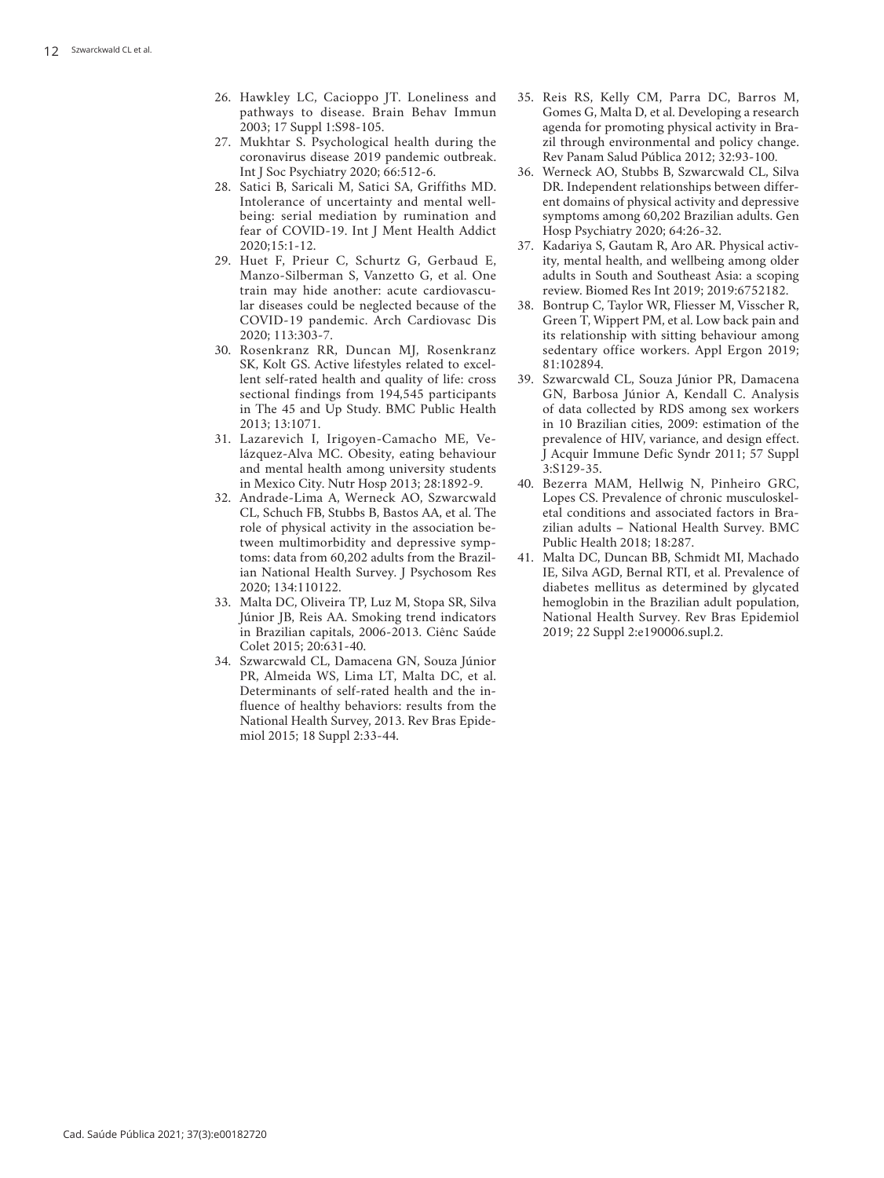26. Hawkley LC, Cacioppo JT. Loneliness and pathways to disease. Brain Behav Immun 2003; 17 Suppl 1:S98-105.
27. Mukhtar S. Psychological health during the coronavirus disease 2019 pandemic outbreak. Int J Soc Psychiatry 2020; 66:512-6.
28. Satici B, Saricali M, Satici SA, Griffiths MD. Intolerance of uncertainty and mental wellbeing: serial mediation by rumination and fear of COVID-19. Int J Ment Health Addict 2020;15:1-12.
29. Huet F, Prieur C, Schurtz G, Gerbaud E, Manzo-Silberman S, Vanzetto G, et al. One train may hide another: acute cardiovascular diseases could be neglected because of the COVID-19 pandemic. Arch Cardiovasc Dis 2020; 113:303-7.
30. Rosenkranz RR, Duncan MJ, Rosenkranz SK, Kolt GS. Active lifestyles related to excellent self-rated health and quality of life: cross sectional findings from 194,545 participants in The 45 and Up Study. BMC Public Health 2013; 13:1071.
31. Lazarevich I, Irigoyen-Camacho ME, Velázquez-Alva MC. Obesity, eating behaviour and mental health among university students in Mexico City. Nutr Hosp 2013; 28:1892-9.
32. Andrade-Lima A, Werneck AO, Szwarcwald CL, Schuch FB, Stubbs B, Bastos AA, et al. The role of physical activity in the association between multimorbidity and depressive symptoms: data from 60,202 adults from the Brazilian National Health Survey. J Psychosom Res 2020; 134:110122.
33. Malta DC, Oliveira TP, Luz M, Stopa SR, Silva Júnior JB, Reis AA. Smoking trend indicators in Brazilian capitals, 2006-2013. Ciênc Saúde Colet 2015; 20:631-40.
34. Szwarcwald CL, Damacena GN, Souza Júnior PR, Almeida WS, Lima LT, Malta DC, et al. Determinants of self-rated health and the influence of healthy behaviors: results from the National Health Survey, 2013. Rev Bras Epidemiol 2015; 18 Suppl 2:33-44.
35. Reis RS, Kelly CM, Parra DC, Barros M, Gomes G, Malta D, et al. Developing a research agenda for promoting physical activity in Brazil through environmental and policy change. Rev Panam Salud Pública 2012; 32:93-100.
36. Werneck AO, Stubbs B, Szwarcwald CL, Silva DR. Independent relationships between different domains of physical activity and depressive symptoms among 60,202 Brazilian adults. Gen Hosp Psychiatry 2020; 64:26-32.
37. Kadariya S, Gautam R, Aro AR. Physical activity, mental health, and wellbeing among older adults in South and Southeast Asia: a scoping review. Biomed Res Int 2019; 2019:6752182.
38. Bontrup C, Taylor WR, Fliesser M, Visscher R, Green T, Wippert PM, et al. Low back pain and its relationship with sitting behaviour among sedentary office workers. Appl Ergon 2019; 81:102894.
39. Szwarcwald CL, Souza Júnior PR, Damacena GN, Barbosa Júnior A, Kendall C. Analysis of data collected by RDS among sex workers in 10 Brazilian cities, 2009: estimation of the prevalence of HIV, variance, and design effect. J Acquir Immune Defic Syndr 2011; 57 Suppl 3:S129-35.
40. Bezerra MAM, Hellwig N, Pinheiro GRC, Lopes CS. Prevalence of chronic musculoskeletal conditions and associated factors in Brazilian adults – National Health Survey. BMC Public Health 2018; 18:287.
41. Malta DC, Duncan BB, Schmidt MI, Machado IE, Silva AGD, Bernal RTI, et al. Prevalence of diabetes mellitus as determined by glycated hemoglobin in the Brazilian adult population, National Health Survey. Rev Bras Epidemiol 2019; 22 Suppl 2:e190006.supl.2.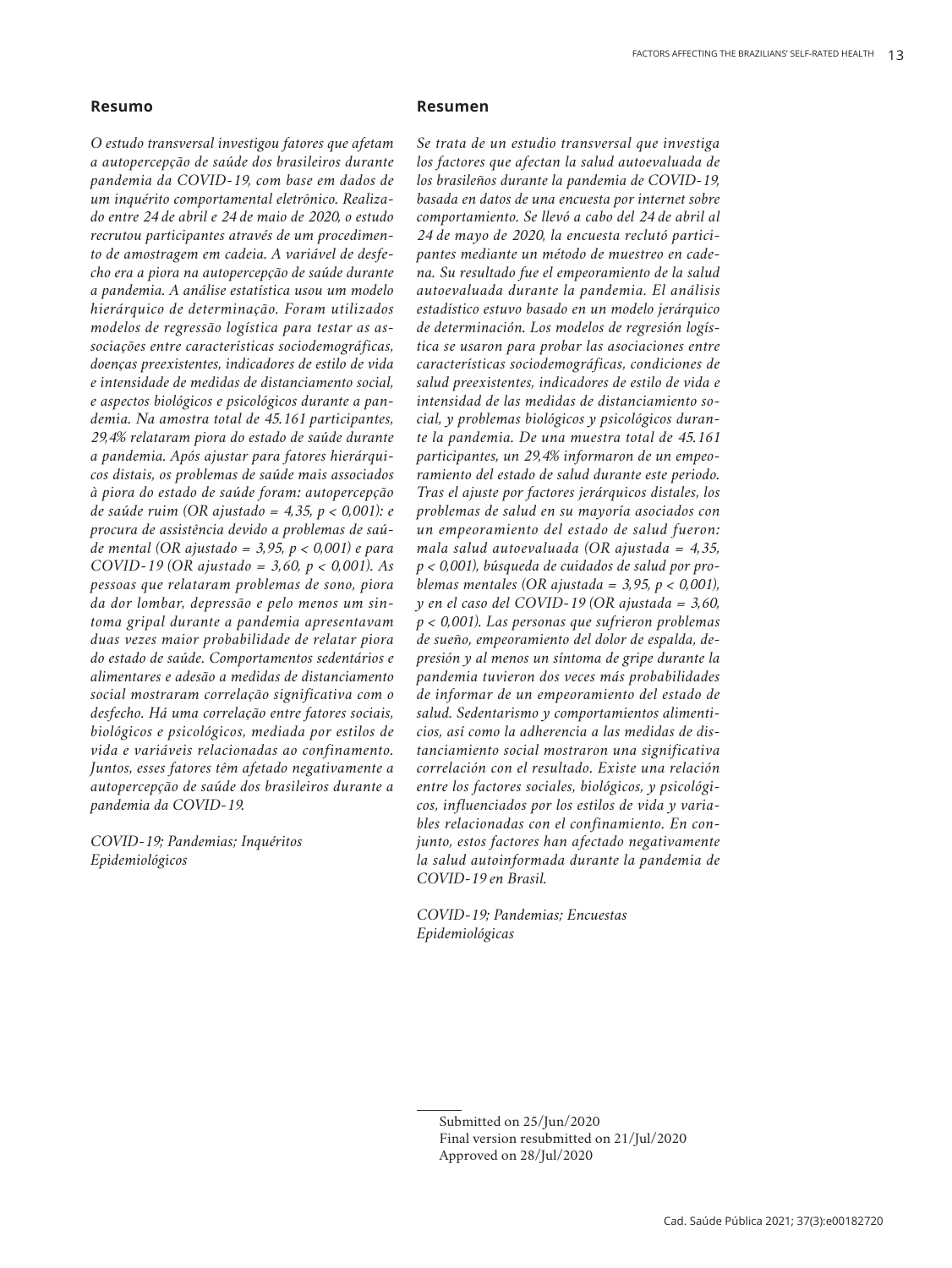## Resumo

*O estudo transversal investigou fatores que afetam a autopercepção de saúde dos brasileiros durante pandemia da COVID-19, com base em dados de um inquérito comportamental eletrônico. Realizado entre 24 de abril e 24 de maio de 2020, o estudo recrutou participantes através de um procedimento de amostragem em cadeia. A variável de desfecho era a piora na autopercepção de saúde durante a pandemia. A análise estatística usou um modelo hierárquico de determinação. Foram utilizados modelos de regressão logística para testar as associações entre características sociodemográficas, doenças preexistentes, indicadores de estilo de vida e intensidade de medidas de distanciamento social, e aspectos biológicos e psicológicos durante a pandemia. Na amostra total de 45.161 participantes, 29,4% relataram piora do estado de saúde durante a pandemia. Após ajustar para fatores hierárquicos distais, os problemas de saúde mais associados à piora do estado de saúde foram: autopercepção de saúde ruim (OR ajustado = 4,35, p < 0,001): e procura de assistência devido a problemas de saúde de mental (OR ajustado = 3,95, p < 0,001) e para COVID-19 (OR ajustado = 3,60, p < 0,001). As pessoas que relataram problemas de sono, piora da dor lombar, depressão e pelo menos um sintoma gripal durante a pandemia apresentavam duas vezes maior probabilidade de relatar piora do estado de saúde. Comportamentos sedentários e alimentares e adesão a medidas de distanciamento social mostraram correlação significativa com o desfecho. Há uma correlação entre fatores sociais, biológicos e psicológicos, mediada por estilos de vida e variáveis relacionadas ao confinamento. Juntos, esses fatores têm afetado negativamente a autopercepção de saúde dos brasileiros durante a pandemia da COVID-19.*

*COVID-19; Pandemias; Inquéritos Epidemiológicos*

## Resumen

*Se trata de un estudio transversal que investiga los factores que afectan la salud autoevaluada de los brasileños durante la pandemia de COVID-19, basada en datos de una encuesta por internet sobre comportamiento. Se llevó a cabo del 24 de abril al 24 de mayo de 2020, la encuesta reclutó participantes mediante un método de muestreo en cadena. Su resultado fue el empeoramiento de la salud autoevaluada durante la pandemia. El análisis estadístico estuvo basado en un modelo jerárquico de determinación. Los modelos de regresión logística se usaron para probar las asociaciones entre características sociodemográficas, condiciones de salud preexistentes, indicadores de estilo de vida e intensidad de las medidas de distanciamiento social, y problemas biológicos y psicológicos durante la pandemia. De una muestra total de 45.161 participantes, un 29,4% informaron de un empeoramiento del estado de salud durante este periodo. Tras el ajuste por factores jerárquicos distales, los problemas de salud en su mayoría asociados con un empeoramiento del estado de salud fueron: mala salud autoevaluada (OR ajustada = 4,35, p < 0,001), búsqueda de cuidados de salud por problemas mentales (OR ajustada = 3,95, p < 0,001), y en el caso del COVID-19 (OR ajustada = 3,60, p < 0,001). Las personas que sufrieron problemas de sueño, empeoramiento del dolor de espalda, depresión y al menos un síntoma de gripe durante la pandemia tuvieron dos veces más probabilidades de informar de un empeoramiento del estado de salud. Sedentarismo y comportamientos alimenticios, así como la adherencia a las medidas de distanciamiento social mostraron una significativa correlación con el resultado. Existe una relación entre los factores sociales, biológicos, y psicológicos, influenciados por los estilos de vida y variables relacionadas con el confinamiento. En conjunto, estos factores han afectado negativamente la salud autoinformada durante la pandemia de COVID-19 en Brasil.*

*COVID-19; Pandemias; Encuestas Epidemiológicas*

Submitted on 25/Jun/2020
Final version resubmitted on 21/Jul/2020
Approved on 28/Jul/2020